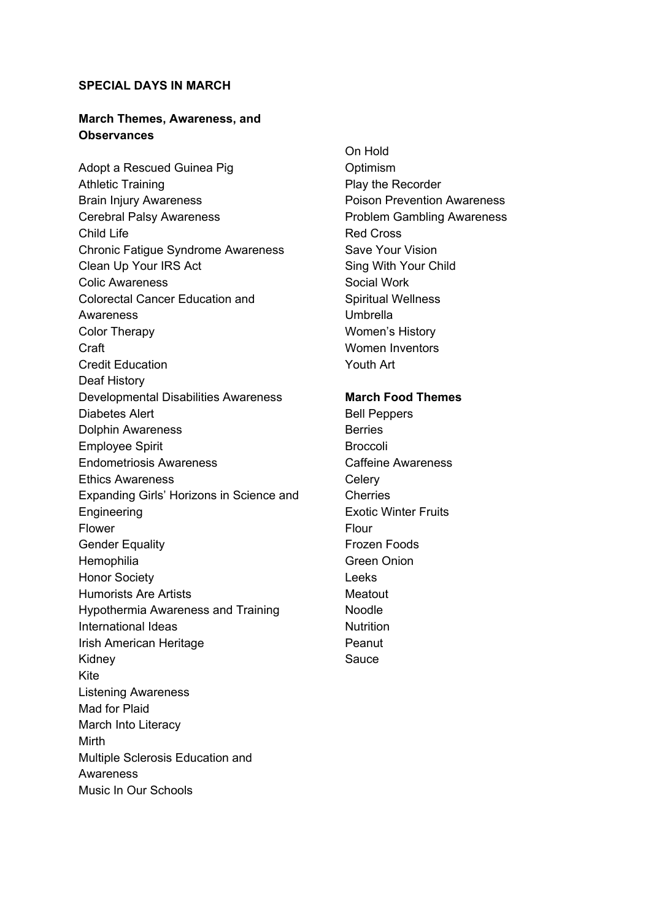**SPECIAL DAYS IN MARCH**

**March Themes, Awareness, and Observances**

Adopt a Rescued Guinea Pig
Athletic Training
Brain Injury Awareness
Cerebral Palsy Awareness
Child Life
Chronic Fatigue Syndrome Awareness
Clean Up Your IRS Act
Colic Awareness
Colorectal Cancer Education and Awareness
Color Therapy
Craft
Credit Education
Deaf History
Developmental Disabilities Awareness
Diabetes Alert
Dolphin Awareness
Employee Spirit
Endometriosis Awareness
Ethics Awareness
Expanding Girls' Horizons in Science and Engineering
Flower
Gender Equality
Hemophilia
Honor Society
Humorists Are Artists
Hypothermia Awareness and Training
International Ideas
Irish American Heritage
Kidney
Kite
Listening Awareness
Mad for Plaid
March Into Literacy
Mirth
Multiple Sclerosis Education and Awareness
Music In Our Schools
On Hold
Optimism
Play the Recorder
Poison Prevention Awareness
Problem Gambling Awareness
Red Cross
Save Your Vision
Sing With Your Child
Social Work
Spiritual Wellness
Umbrella
Women's History
Women Inventors
Youth Art

**March Food Themes**

Bell Peppers
Berries
Broccoli
Caffeine Awareness
Celery
Cherries
Exotic Winter Fruits
Flour
Frozen Foods
Green Onion
Leeks
Meatout
Noodle
Nutrition
Peanut
Sauce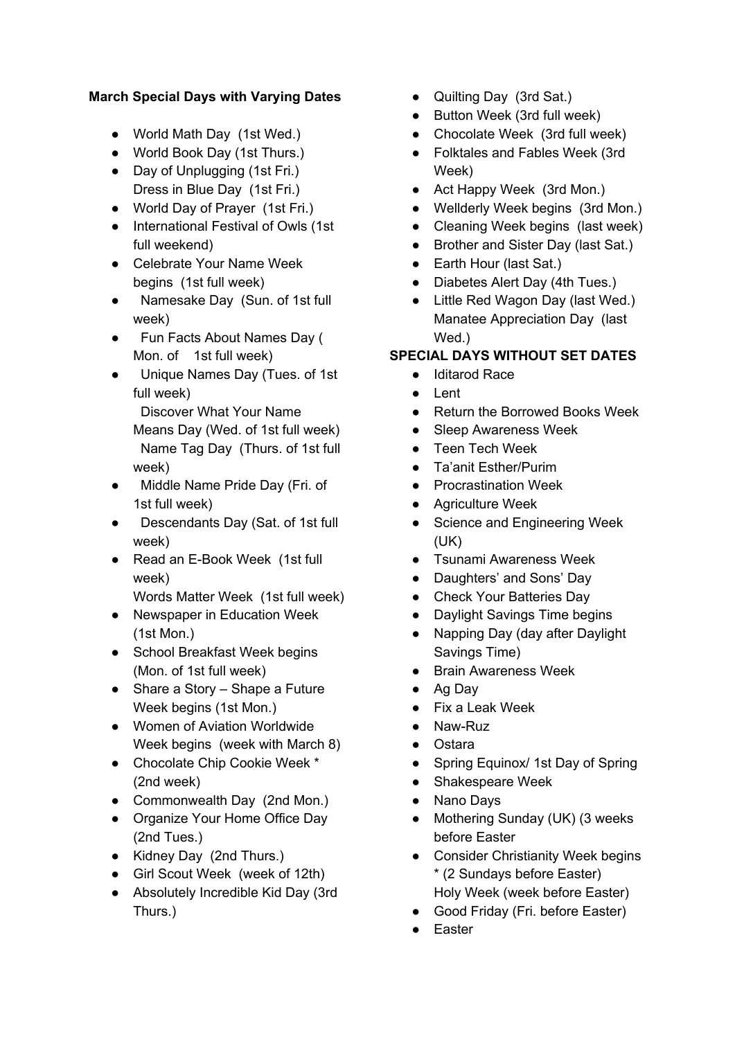**March Special Days with Varying Dates**

- World Math Day (1st Wed.)
- World Book Day (1st Thurs.)
- Day of Unplugging (1st Fri.)
  Dress in Blue Day (1st Fri.)
- World Day of Prayer (1st Fri.)
- International Festival of Owls (1st full weekend)
- Celebrate Your Name Week begins (1st full week)
- Namesake Day (Sun. of 1st full week)
- Fun Facts About Names Day ( Mon. of 1st full week)
- Unique Names Day (Tues. of 1st full week)
  Discover What Your Name Means Day (Wed. of 1st full week)
  Name Tag Day (Thurs. of 1st full week)
- Middle Name Pride Day (Fri. of 1st full week)
- Descendants Day (Sat. of 1st full week)
- Read an E-Book Week (1st full week)
  Words Matter Week (1st full week)
- Newspaper in Education Week (1st Mon.)
- School Breakfast Week begins (Mon. of 1st full week)
- Share a Story – Shape a Future Week begins (1st Mon.)
- Women of Aviation Worldwide Week begins (week with March 8)
- Chocolate Chip Cookie Week * (2nd week)
- Commonwealth Day (2nd Mon.)
- Organize Your Home Office Day (2nd Tues.)
- Kidney Day (2nd Thurs.)
- Girl Scout Week (week of 12th)
- Absolutely Incredible Kid Day (3rd Thurs.)
- Quilting Day (3rd Sat.)
- Button Week (3rd full week)
- Chocolate Week (3rd full week)
- Folktales and Fables Week (3rd Week)
- Act Happy Week (3rd Mon.)
- Wellderly Week begins (3rd Mon.)
- Cleaning Week begins (last week)
- Brother and Sister Day (last Sat.)
- Earth Hour (last Sat.)
- Diabetes Alert Day (4th Tues.)
- Little Red Wagon Day (last Wed.)
  Manatee Appreciation Day (last Wed.)

**SPECIAL DAYS WITHOUT SET DATES**

- Iditarod Race
- Lent
- Return the Borrowed Books Week
- Sleep Awareness Week
- Teen Tech Week
- Ta'anit Esther/Purim
- Procrastination Week
- Agriculture Week
- Science and Engineering Week (UK)
- Tsunami Awareness Week
- Daughters' and Sons' Day
- Check Your Batteries Day
- Daylight Savings Time begins
- Napping Day (day after Daylight Savings Time)
- Brain Awareness Week
- Ag Day
- Fix a Leak Week
- Naw-Ruz
- Ostara
- Spring Equinox/ 1st Day of Spring
- Shakespeare Week
- Nano Days
- Mothering Sunday (UK) (3 weeks before Easter
- Consider Christianity Week begins * (2 Sundays before Easter)
  Holy Week (week before Easter)
- Good Friday (Fri. before Easter)
- Easter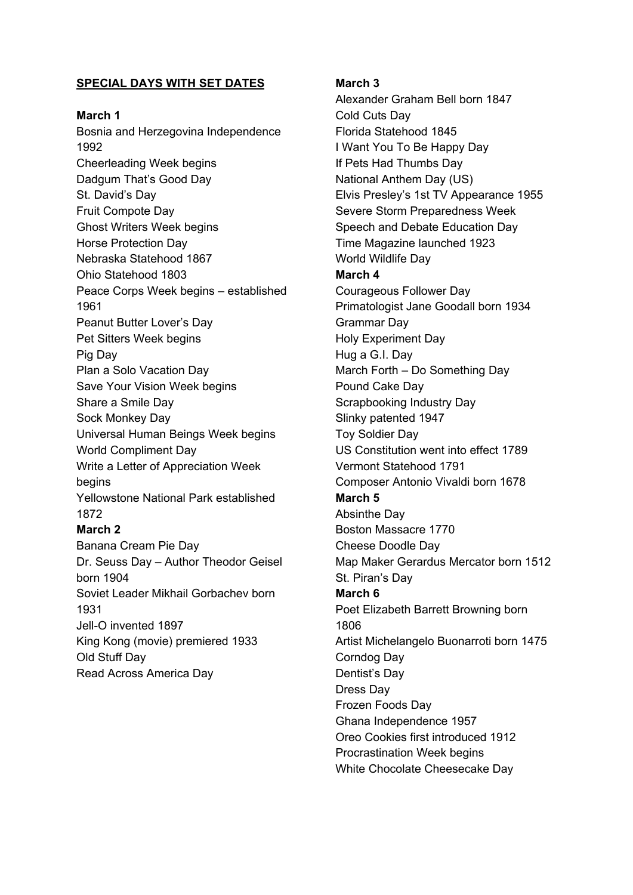## SPECIAL DAYS WITH SET DATES

**March 1**

Bosnia and Herzegovina Independence 1992
Cheerleading Week begins
Dadgum That's Good Day
St. David's Day
Fruit Compote Day
Ghost Writers Week begins
Horse Protection Day
Nebraska Statehood 1867
Ohio Statehood 1803
Peace Corps Week begins – established 1961
Peanut Butter Lover's Day
Pet Sitters Week begins
Pig Day
Plan a Solo Vacation Day
Save Your Vision Week begins
Share a Smile Day
Sock Monkey Day
Universal Human Beings Week begins
World Compliment Day
Write a Letter of Appreciation Week begins
Yellowstone National Park established 1872

**March 2**

Banana Cream Pie Day
Dr. Seuss Day – Author Theodor Geisel born 1904
Soviet Leader Mikhail Gorbachev born 1931
Jell-O invented 1897
King Kong (movie) premiered 1933
Old Stuff Day
Read Across America Day

**March 3**

Alexander Graham Bell born 1847
Cold Cuts Day
Florida Statehood 1845
I Want You To Be Happy Day
If Pets Had Thumbs Day
National Anthem Day (US)
Elvis Presley's 1st TV Appearance 1955
Severe Storm Preparedness Week
Speech and Debate Education Day
Time Magazine launched 1923
World Wildlife Day

**March 4**

Courageous Follower Day
Primatologist Jane Goodall born 1934
Grammar Day
Holy Experiment Day
Hug a G.I. Day
March Forth – Do Something Day
Pound Cake Day
Scrapbooking Industry Day
Slinky patented 1947
Toy Soldier Day
US Constitution went into effect 1789
Vermont Statehood 1791
Composer Antonio Vivaldi born 1678

**March 5**

Absinthe Day
Boston Massacre 1770
Cheese Doodle Day
Map Maker Gerardus Mercator born 1512
St. Piran's Day

**March 6**

Poet Elizabeth Barrett Browning born 1806
Artist Michelangelo Buonarroti born 1475
Corndog Day
Dentist's Day
Dress Day
Frozen Foods Day
Ghana Independence 1957
Oreo Cookies first introduced 1912
Procrastination Week begins
White Chocolate Cheesecake Day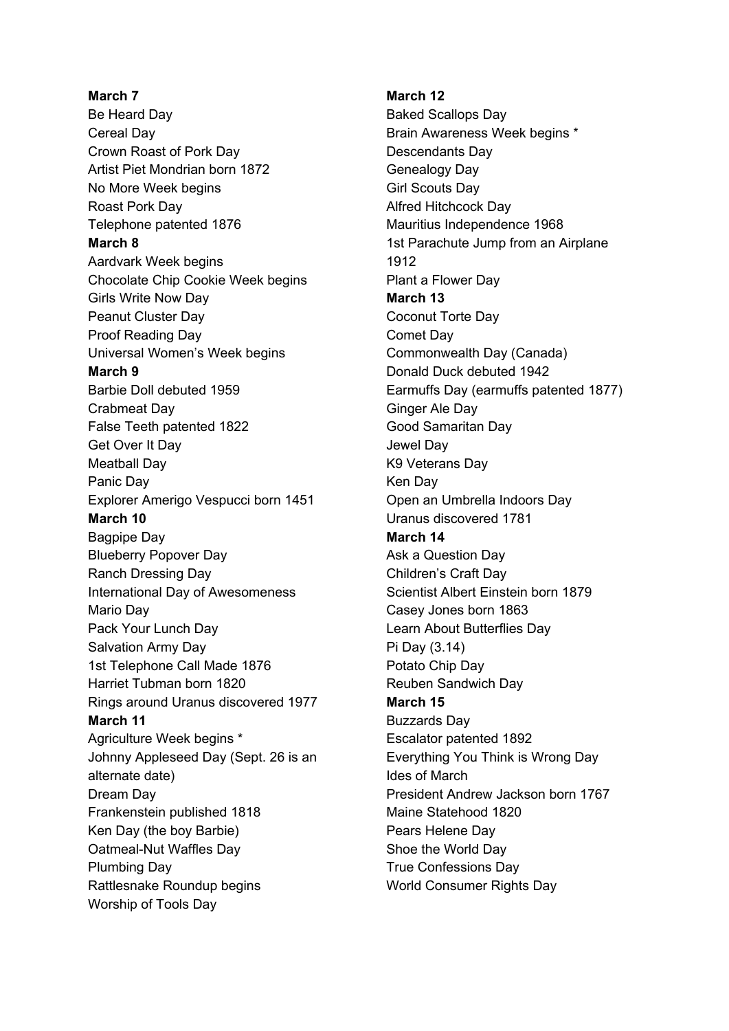**March 7**

Be Heard Day
Cereal Day
Crown Roast of Pork Day
Artist Piet Mondrian born 1872
No More Week begins
Roast Pork Day
Telephone patented 1876

**March 8**

Aardvark Week begins
Chocolate Chip Cookie Week begins
Girls Write Now Day
Peanut Cluster Day
Proof Reading Day
Universal Women's Week begins

**March 9**

Barbie Doll debuted 1959
Crabmeat Day
False Teeth patented 1822
Get Over It Day
Meatball Day
Panic Day
Explorer Amerigo Vespucci born 1451

**March 10**

Bagpipe Day
Blueberry Popover Day
Ranch Dressing Day
International Day of Awesomeness
Mario Day
Pack Your Lunch Day
Salvation Army Day
1st Telephone Call Made 1876
Harriet Tubman born 1820
Rings around Uranus discovered 1977

**March 11**

Agriculture Week begins *
Johnny Appleseed Day (Sept. 26 is an alternate date)
Dream Day
Frankenstein published 1818
Ken Day (the boy Barbie)
Oatmeal-Nut Waffles Day
Plumbing Day
Rattlesnake Roundup begins
Worship of Tools Day

**March 12**

Baked Scallops Day
Brain Awareness Week begins *
Descendants Day
Genealogy Day
Girl Scouts Day
Alfred Hitchcock Day
Mauritius Independence 1968
1st Parachute Jump from an Airplane 1912
Plant a Flower Day

**March 13**

Coconut Torte Day
Comet Day
Commonwealth Day (Canada)
Donald Duck debuted 1942
Earmuffs Day (earmuffs patented 1877)
Ginger Ale Day
Good Samaritan Day
Jewel Day
K9 Veterans Day
Ken Day
Open an Umbrella Indoors Day
Uranus discovered 1781

**March 14**

Ask a Question Day
Children's Craft Day
Scientist Albert Einstein born 1879
Casey Jones born 1863
Learn About Butterflies Day
Pi Day (3.14)
Potato Chip Day
Reuben Sandwich Day

**March 15**

Buzzards Day
Escalator patented 1892
Everything You Think is Wrong Day
Ides of March
President Andrew Jackson born 1767
Maine Statehood 1820
Pears Helene Day
Shoe the World Day
True Confessions Day
World Consumer Rights Day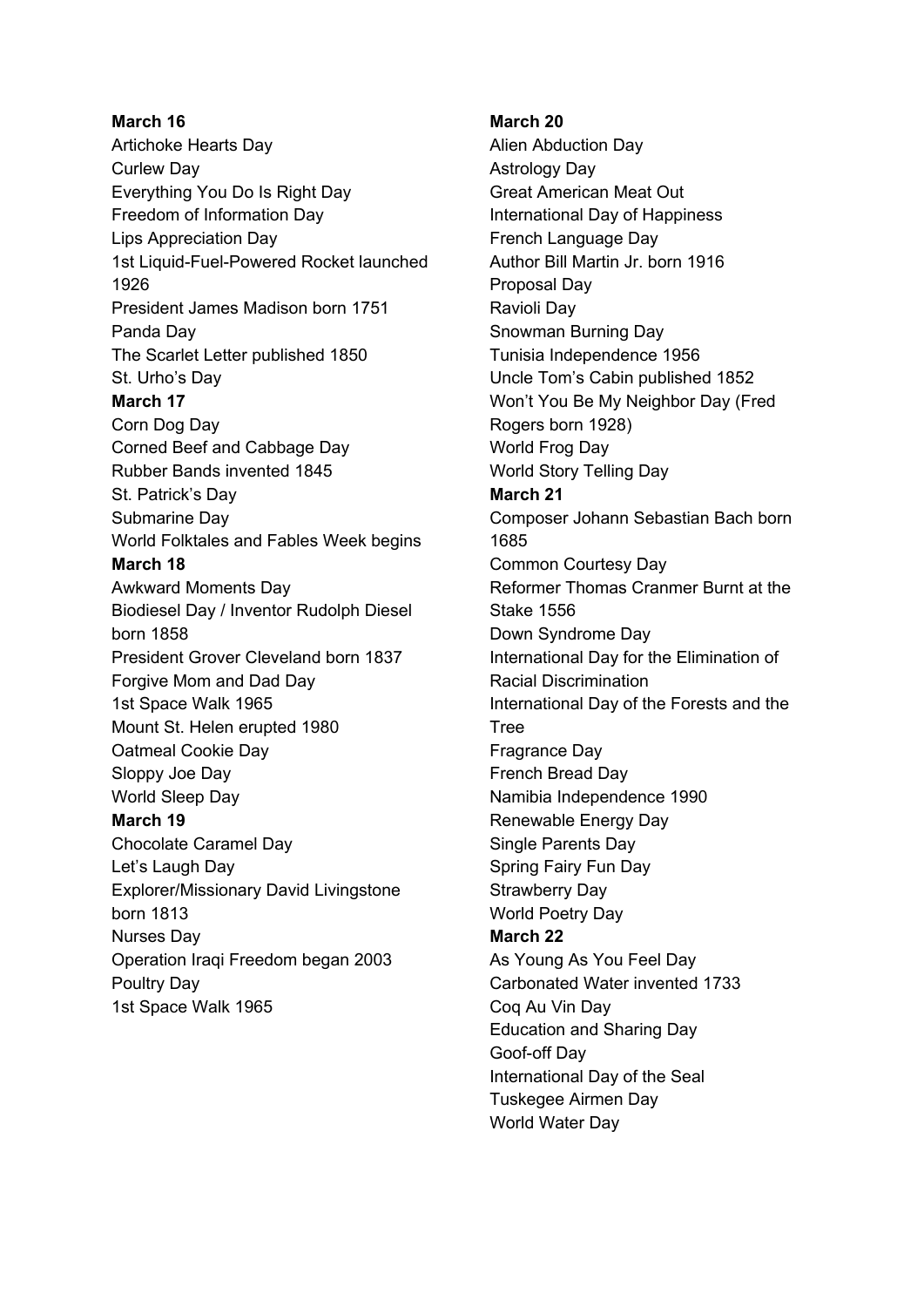**March 16**

Artichoke Hearts Day
Curlew Day
Everything You Do Is Right Day
Freedom of Information Day
Lips Appreciation Day
1st Liquid-Fuel-Powered Rocket launched 1926
President James Madison born 1751
Panda Day
The Scarlet Letter published 1850
St. Urho's Day

**March 17**

Corn Dog Day
Corned Beef and Cabbage Day
Rubber Bands invented 1845
St. Patrick's Day
Submarine Day
World Folktales and Fables Week begins

**March 18**

Awkward Moments Day
Biodiesel Day / Inventor Rudolph Diesel born 1858
President Grover Cleveland born 1837
Forgive Mom and Dad Day
1st Space Walk 1965
Mount St. Helen erupted 1980
Oatmeal Cookie Day
Sloppy Joe Day
World Sleep Day

**March 19**

Chocolate Caramel Day
Let's Laugh Day
Explorer/Missionary David Livingstone born 1813
Nurses Day
Operation Iraqi Freedom began 2003
Poultry Day
1st Space Walk 1965

**March 20**

Alien Abduction Day
Astrology Day
Great American Meat Out
International Day of Happiness
French Language Day
Author Bill Martin Jr. born 1916
Proposal Day
Ravioli Day
Snowman Burning Day
Tunisia Independence 1956
Uncle Tom's Cabin published 1852
Won't You Be My Neighbor Day (Fred Rogers born 1928)
World Frog Day
World Story Telling Day

**March 21**

Composer Johann Sebastian Bach born 1685
Common Courtesy Day
Reformer Thomas Cranmer Burnt at the Stake 1556
Down Syndrome Day
International Day for the Elimination of Racial Discrimination
International Day of the Forests and the Tree
Fragrance Day
French Bread Day
Namibia Independence 1990
Renewable Energy Day
Single Parents Day
Spring Fairy Fun Day
Strawberry Day
World Poetry Day

**March 22**

As Young As You Feel Day
Carbonated Water invented 1733
Coq Au Vin Day
Education and Sharing Day
Goof-off Day
International Day of the Seal
Tuskegee Airmen Day
World Water Day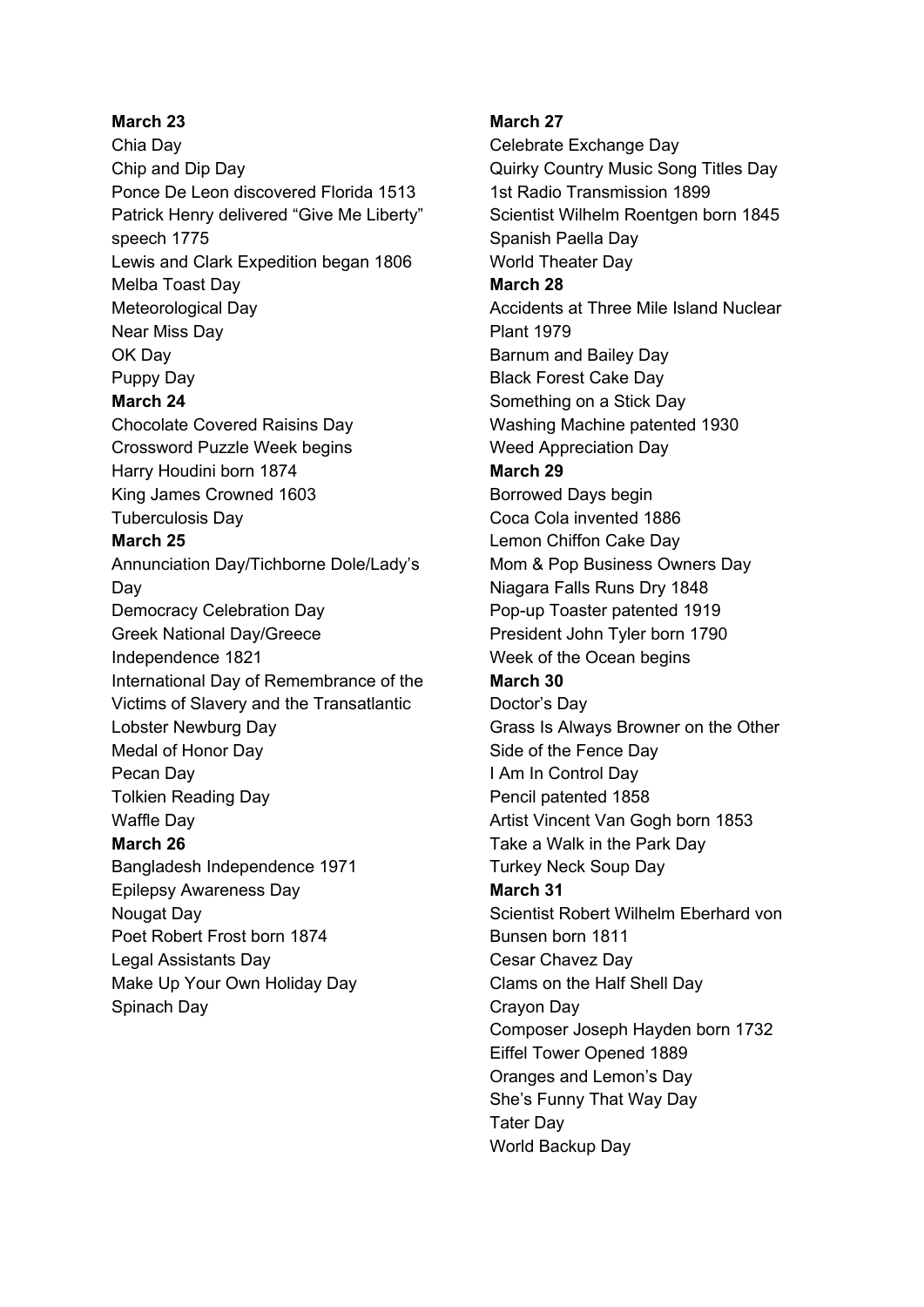**March 23**

Chia Day
Chip and Dip Day
Ponce De Leon discovered Florida 1513
Patrick Henry delivered "Give Me Liberty" speech 1775
Lewis and Clark Expedition began 1806
Melba Toast Day
Meteorological Day
Near Miss Day
OK Day
Puppy Day

**March 24**

Chocolate Covered Raisins Day
Crossword Puzzle Week begins
Harry Houdini born 1874
King James Crowned 1603
Tuberculosis Day

**March 25**

Annunciation Day/Tichborne Dole/Lady's Day
Democracy Celebration Day
Greek National Day/Greece Independence 1821
International Day of Remembrance of the Victims of Slavery and the Transatlantic
Lobster Newburg Day
Medal of Honor Day
Pecan Day
Tolkien Reading Day
Waffle Day

**March 26**

Bangladesh Independence 1971
Epilepsy Awareness Day
Nougat Day
Poet Robert Frost born 1874
Legal Assistants Day
Make Up Your Own Holiday Day
Spinach Day

**March 27**

Celebrate Exchange Day
Quirky Country Music Song Titles Day
1st Radio Transmission 1899
Scientist Wilhelm Roentgen born 1845
Spanish Paella Day
World Theater Day

**March 28**

Accidents at Three Mile Island Nuclear Plant 1979
Barnum and Bailey Day
Black Forest Cake Day
Something on a Stick Day
Washing Machine patented 1930
Weed Appreciation Day

**March 29**

Borrowed Days begin
Coca Cola invented 1886
Lemon Chiffon Cake Day
Mom & Pop Business Owners Day
Niagara Falls Runs Dry 1848
Pop-up Toaster patented 1919
President John Tyler born 1790
Week of the Ocean begins

**March 30**

Doctor's Day
Grass Is Always Browner on the Other Side of the Fence Day
I Am In Control Day
Pencil patented 1858
Artist Vincent Van Gogh born 1853
Take a Walk in the Park Day
Turkey Neck Soup Day

**March 31**

Scientist Robert Wilhelm Eberhard von Bunsen born 1811
Cesar Chavez Day
Clams on the Half Shell Day
Crayon Day
Composer Joseph Hayden born 1732
Eiffel Tower Opened 1889
Oranges and Lemon's Day
She's Funny That Way Day
Tater Day
World Backup Day